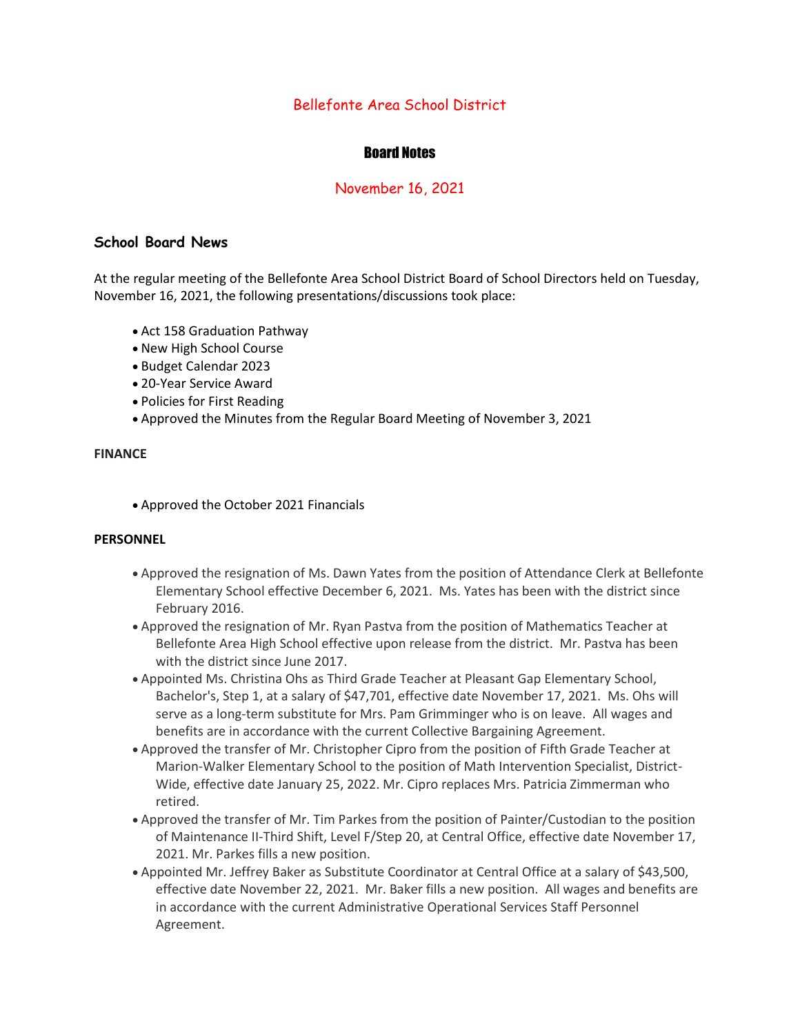# Bellefonte Area School District

## Board Notes

### November 16, 2021

## School Board News

At the regular meeting of the Bellefonte Area School District Board of School Directors held on Tuesday, November 16, 2021, the following presentations/discussions took place:

- Act 158 Graduation Pathway
- New High School Course
- Budget Calendar 2023
- 20-Year Service Award
- Policies for First Reading
- Approved the Minutes from the Regular Board Meeting of November 3, 2021

**FINANCE**

- Approved the October 2021 Financials

**PERSONNEL**

- Approved the resignation of Ms. Dawn Yates from the position of Attendance Clerk at Bellefonte Elementary School effective December 6, 2021. Ms. Yates has been with the district since February 2016.
- Approved the resignation of Mr. Ryan Pastva from the position of Mathematics Teacher at Bellefonte Area High School effective upon release from the district. Mr. Pastva has been with the district since June 2017.
- Appointed Ms. Christina Ohs as Third Grade Teacher at Pleasant Gap Elementary School, Bachelor's, Step 1, at a salary of $47,701, effective date November 17, 2021. Ms. Ohs will serve as a long-term substitute for Mrs. Pam Grimminger who is on leave. All wages and benefits are in accordance with the current Collective Bargaining Agreement.
- Approved the transfer of Mr. Christopher Cipro from the position of Fifth Grade Teacher at Marion-Walker Elementary School to the position of Math Intervention Specialist, District-Wide, effective date January 25, 2022. Mr. Cipro replaces Mrs. Patricia Zimmerman who retired.
- Approved the transfer of Mr. Tim Parkes from the position of Painter/Custodian to the position of Maintenance II-Third Shift, Level F/Step 20, at Central Office, effective date November 17, 2021. Mr. Parkes fills a new position.
- Appointed Mr. Jeffrey Baker as Substitute Coordinator at Central Office at a salary of $43,500, effective date November 22, 2021. Mr. Baker fills a new position. All wages and benefits are in accordance with the current Administrative Operational Services Staff Personnel Agreement.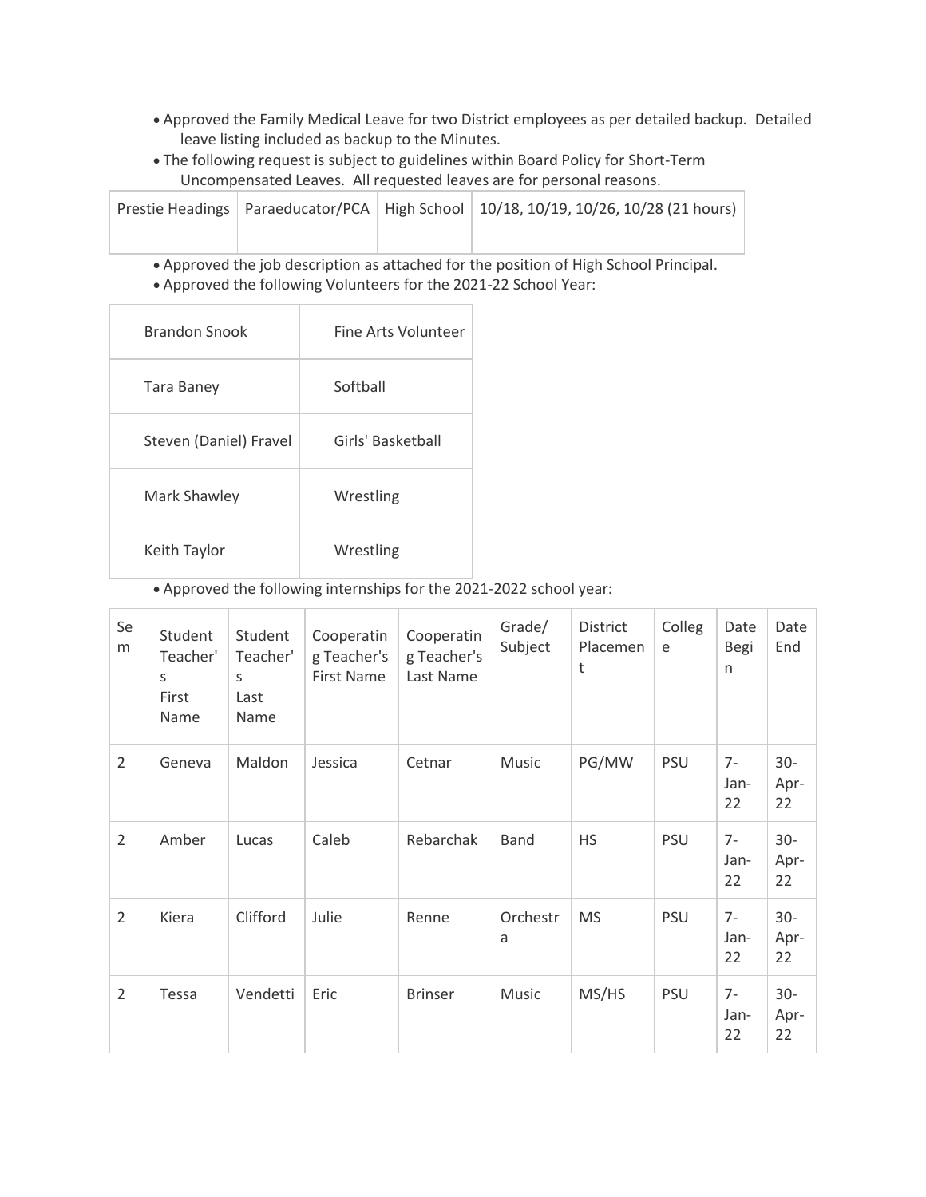- Approved the Family Medical Leave for two District employees as per detailed backup. Detailed leave listing included as backup to the Minutes.
- The following request is subject to guidelines within Board Policy for Short-Term Uncompensated Leaves. All requested leaves are for personal reasons.

| Prestie Headings | Paraeducator/PCA | High School | 10/18, 10/19, 10/26, 10/28 (21 hours) |
|---|---|---|---|

- Approved the job description as attached for the position of High School Principal.
- Approved the following Volunteers for the 2021-22 School Year:

| Brandon Snook | Fine Arts Volunteer |
|---|---|
| Tara Baney | Softball |
| Steven (Daniel) Fravel | Girls' Basketball |
| Mark Shawley | Wrestling |
| Keith Taylor | Wrestling |

- Approved the following internships for the 2021-2022 school year:

| Sem | Student Teacher's First Name | Student Teacher's Last Name | Cooperating Teacher's First Name | Cooperating Teacher's Last Name | Grade/ Subject | District Placement | College | Date Begin | Date End |
|---|---|---|---|---|---|---|---|---|---|
| 2 | Geneva | Maldon | Jessica | Cetnar | Music | PG/MW | PSU | 7-Jan-22 | 30-Apr-22 |
| 2 | Amber | Lucas | Caleb | Rebarchak | Band | HS | PSU | 7-Jan-22 | 30-Apr-22 |
| 2 | Kiera | Clifford | Julie | Renne | Orchestra | MS | PSU | 7-Jan-22 | 30-Apr-22 |
| 2 | Tessa | Vendetti | Eric | Brinser | Music | MS/HS | PSU | 7-Jan-22 | 30-Apr-22 |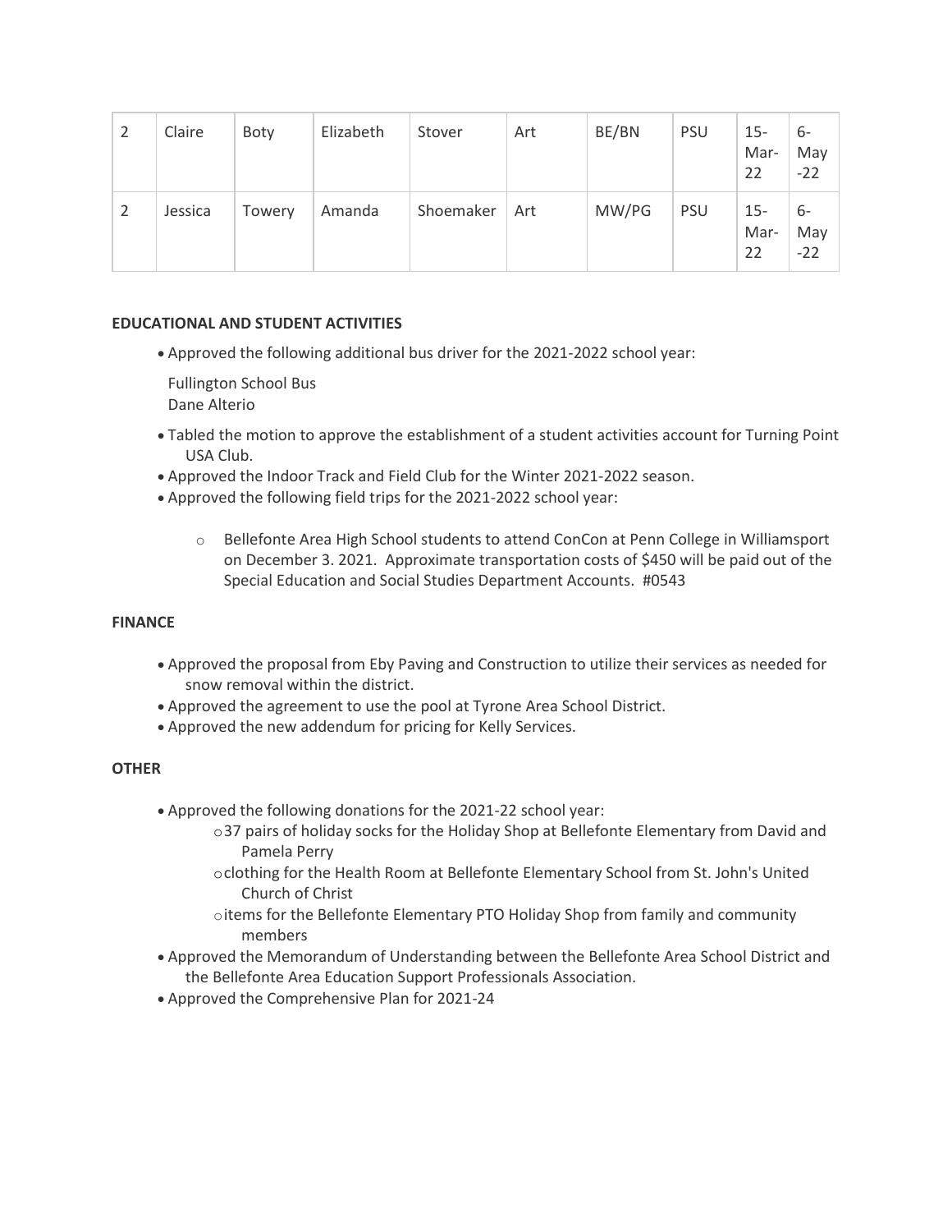| | | | | | | | | | |
|---|---|---|---|---|---|---|---|---|---|
| 2 | Claire | Boty | Elizabeth | Stover | Art | BE/BN | PSU | 15-Mar-22 | 6-May-22 |
| 2 | Jessica | Towery | Amanda | Shoemaker | Art | MW/PG | PSU | 15-Mar-22 | 6-May-22 |

**EDUCATIONAL AND STUDENT ACTIVITIES**

- Approved the following additional bus driver for the 2021-2022 school year:

  Fullington School Bus
  Dane Alterio

- Tabled the motion to approve the establishment of a student activities account for Turning Point USA Club.
- Approved the Indoor Track and Field Club for the Winter 2021-2022 season.
- Approved the following field trips for the 2021-2022 school year:
  - Bellefonte Area High School students to attend ConCon at Penn College in Williamsport on December 3. 2021. Approximate transportation costs of $450 will be paid out of the Special Education and Social Studies Department Accounts. #0543

**FINANCE**

- Approved the proposal from Eby Paving and Construction to utilize their services as needed for snow removal within the district.
- Approved the agreement to use the pool at Tyrone Area School District.
- Approved the new addendum for pricing for Kelly Services.

**OTHER**

- Approved the following donations for the 2021-22 school year:
  - 37 pairs of holiday socks for the Holiday Shop at Bellefonte Elementary from David and Pamela Perry
  - clothing for the Health Room at Bellefonte Elementary School from St. John's United Church of Christ
  - items for the Bellefonte Elementary PTO Holiday Shop from family and community members
- Approved the Memorandum of Understanding between the Bellefonte Area School District and the Bellefonte Area Education Support Professionals Association.
- Approved the Comprehensive Plan for 2021-24